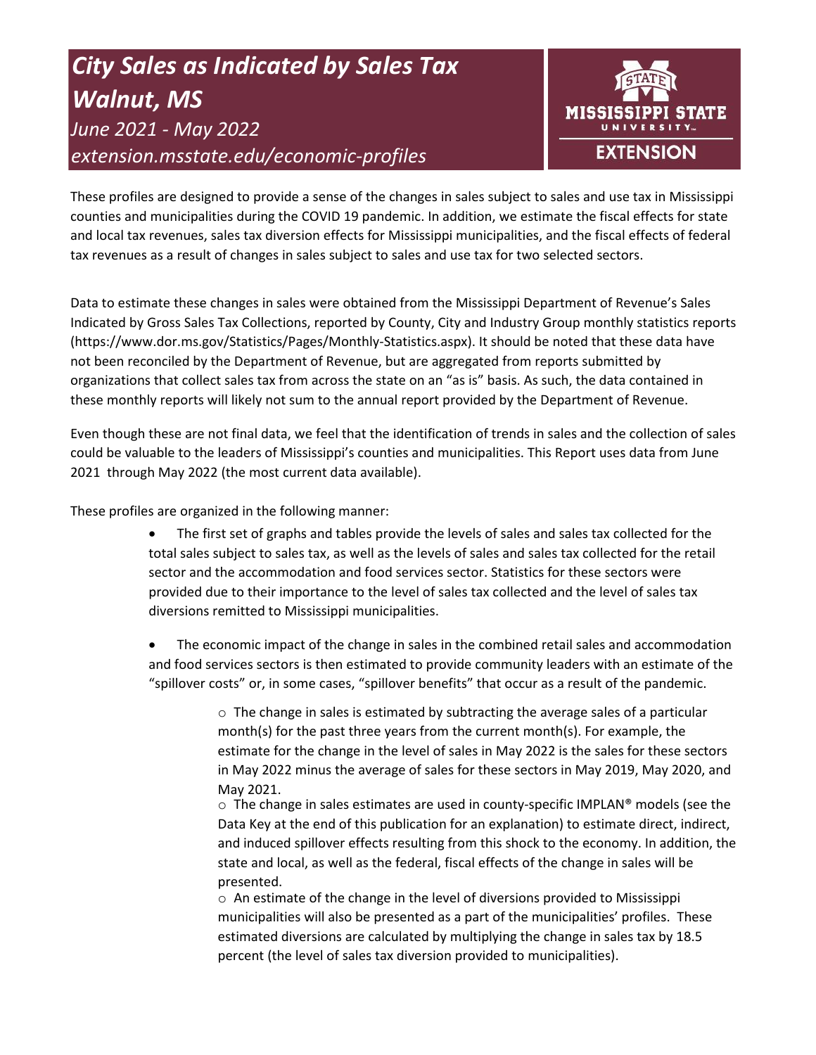# *City Sales as Indicated by Sales Tax Walnut, MS*

*June 2021 - May 2022*

*extension.msstate.edu/economic-profiles*

MISSISSIPPI STATE UNIVERSITY EXTENSION

These profiles are designed to provide a sense of the changes in sales subject to sales and use tax in Mississippi counties and municipalities during the COVID 19 pandemic. In addition, we estimate the fiscal effects for state and local tax revenues, sales tax diversion effects for Mississippi municipalities, and the fiscal effects of federal tax revenues as a result of changes in sales subject to sales and use tax for two selected sectors.

Data to estimate these changes in sales were obtained from the Mississippi Department of Revenue's Sales Indicated by Gross Sales Tax Collections, reported by County, City and Industry Group monthly statistics reports (https://www.dor.ms.gov/Statistics/Pages/Monthly-Statistics.aspx). It should be noted that these data have not been reconciled by the Department of Revenue, but are aggregated from reports submitted by organizations that collect sales tax from across the state on an "as is" basis. As such, the data contained in these monthly reports will likely not sum to the annual report provided by the Department of Revenue.

Even though these are not final data, we feel that the identification of trends in sales and the collection of sales could be valuable to the leaders of Mississippi's counties and municipalities. This Report uses data from June 2021 through May 2022 (the most current data available).

These profiles are organized in the following manner:

- The first set of graphs and tables provide the levels of sales and sales tax collected for the total sales subject to sales tax, as well as the levels of sales and sales tax collected for the retail sector and the accommodation and food services sector. Statistics for these sectors were provided due to their importance to the level of sales tax collected and the level of sales tax diversions remitted to Mississippi municipalities.
- The economic impact of the change in sales in the combined retail sales and accommodation and food services sectors is then estimated to provide community leaders with an estimate of the "spillover costs" or, in some cases, "spillover benefits" that occur as a result of the pandemic.
  - The change in sales is estimated by subtracting the average sales of a particular month(s) for the past three years from the current month(s). For example, the estimate for the change in the level of sales in May 2022 is the sales for these sectors in May 2022 minus the average of sales for these sectors in May 2019, May 2020, and May 2021.
  - The change in sales estimates are used in county-specific IMPLAN® models (see the Data Key at the end of this publication for an explanation) to estimate direct, indirect, and induced spillover effects resulting from this shock to the economy. In addition, the state and local, as well as the federal, fiscal effects of the change in sales will be presented.
  - An estimate of the change in the level of diversions provided to Mississippi municipalities will also be presented as a part of the municipalities' profiles. These estimated diversions are calculated by multiplying the change in sales tax by 18.5 percent (the level of sales tax diversion provided to municipalities).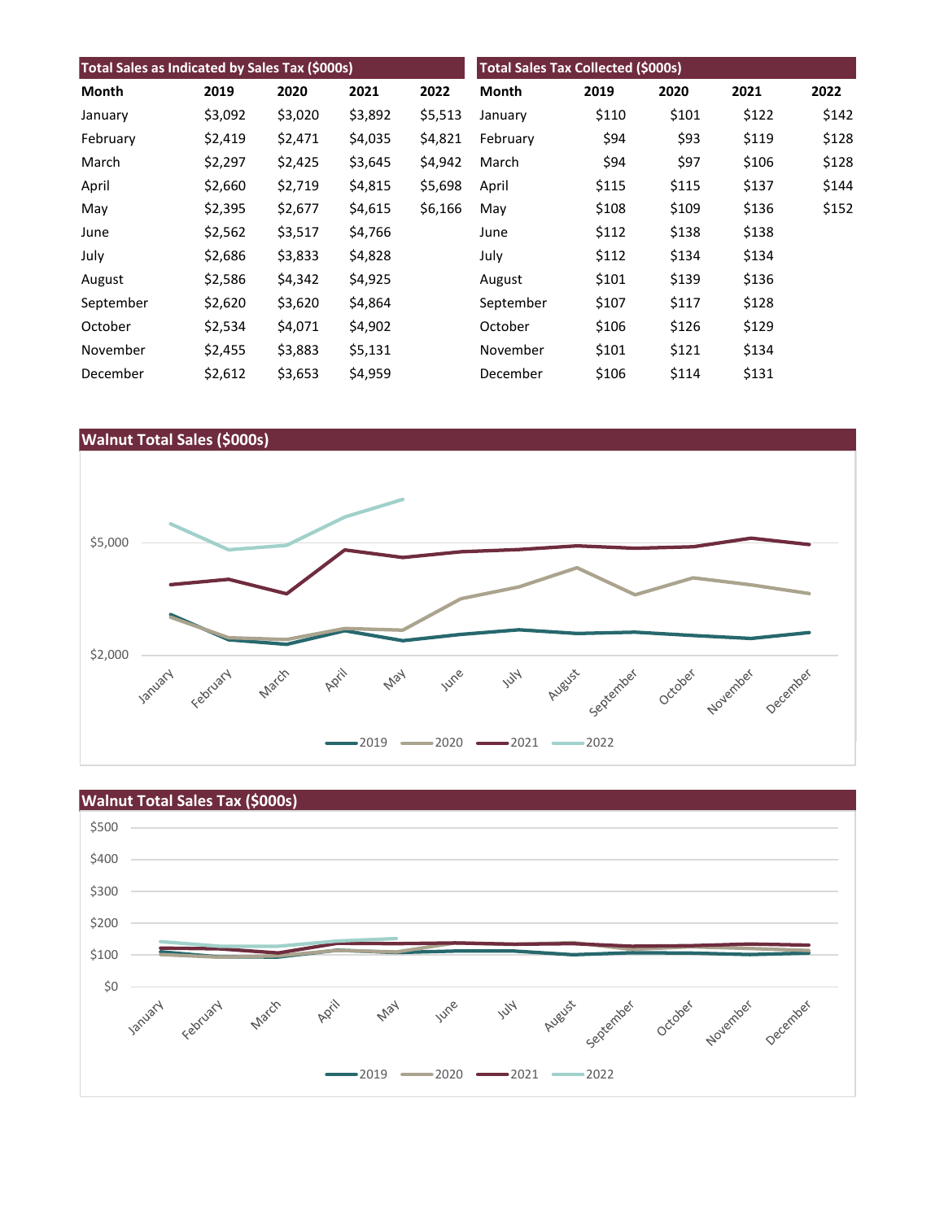| Total Sales as Indicated by Sales Tax ($000s) | | | | |
|---|---|---|---|---|
| Month | 2019 | 2020 | 2021 | 2022 |
| January | $3,092 | $3,020 | $3,892 | $5,513 |
| February | $2,419 | $2,471 | $4,035 | $4,821 |
| March | $2,297 | $2,425 | $3,645 | $4,942 |
| April | $2,660 | $2,719 | $4,815 | $5,698 |
| May | $2,395 | $2,677 | $4,615 | $6,166 |
| June | $2,562 | $3,517 | $4,766 | |
| July | $2,686 | $3,833 | $4,828 | |
| August | $2,586 | $4,342 | $4,925 | |
| September | $2,620 | $3,620 | $4,864 | |
| October | $2,534 | $4,071 | $4,902 | |
| November | $2,455 | $3,883 | $5,131 | |
| December | $2,612 | $3,653 | $4,959 | |

| Total Sales Tax Collected ($000s) | | | | |
|---|---|---|---|---|
| Month | 2019 | 2020 | 2021 | 2022 |
| January | $110 | $101 | $122 | $142 |
| February | $94 | $93 | $119 | $128 |
| March | $94 | $97 | $106 | $128 |
| April | $115 | $115 | $137 | $144 |
| May | $108 | $109 | $136 | $152 |
| June | $112 | $138 | $138 | |
| July | $112 | $134 | $134 | |
| August | $101 | $139 | $136 | |
| September | $107 | $117 | $128 | |
| October | $106 | $126 | $129 | |
| November | $101 | $121 | $134 | |
| December | $106 | $114 | $131 | |

## Walnut Total Sales ($000s)

$5,000
$2,000

January February March April May June July August September October November December

2019 2020 2021 2022

## Walnut Total Sales Tax ($000s)

$500
$400
$300
$200
$100
$0

January February March April May June July August September October November December

2019 2020 2021 2022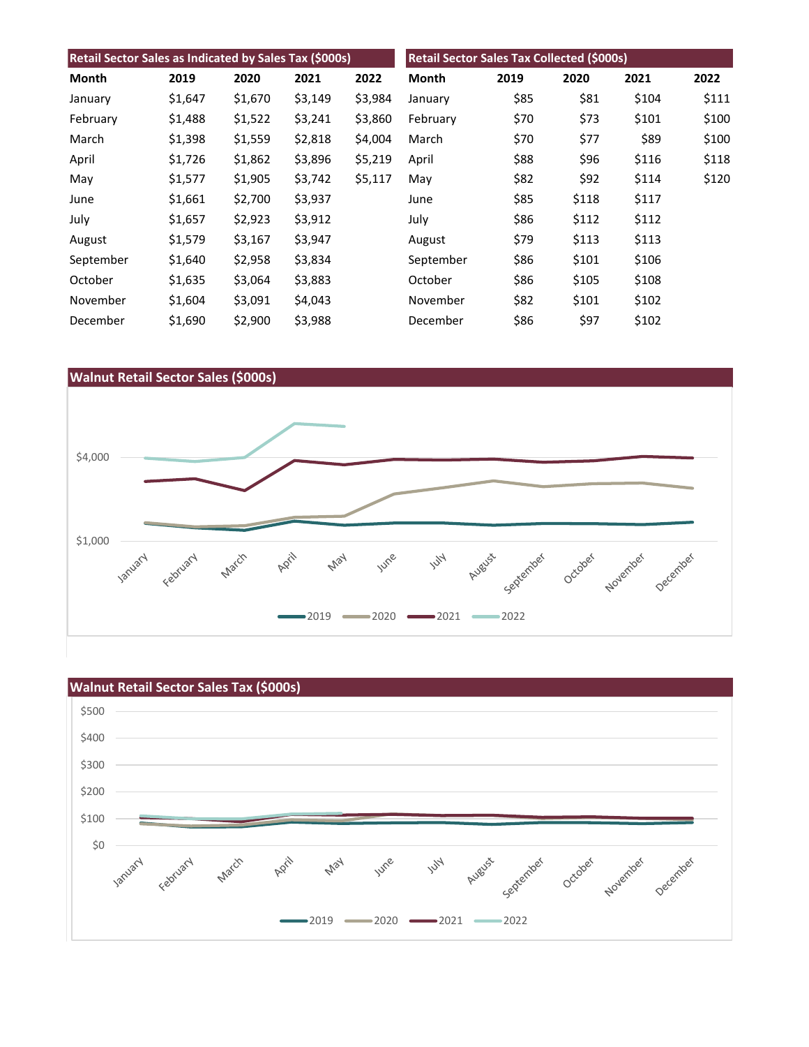## Retail Sector Sales as Indicated by Sales Tax ($000s)

| Month | 2019 | 2020 | 2021 | 2022 |
|---|---|---|---|---|
| January | $1,647 | $1,670 | $3,149 | $3,984 |
| February | $1,488 | $1,522 | $3,241 | $3,860 |
| March | $1,398 | $1,559 | $2,818 | $4,004 |
| April | $1,726 | $1,862 | $3,896 | $5,219 |
| May | $1,577 | $1,905 | $3,742 | $5,117 |
| June | $1,661 | $2,700 | $3,937 | |
| July | $1,657 | $2,923 | $3,912 | |
| August | $1,579 | $3,167 | $3,947 | |
| September | $1,640 | $2,958 | $3,834 | |
| October | $1,635 | $3,064 | $3,883 | |
| November | $1,604 | $3,091 | $4,043 | |
| December | $1,690 | $2,900 | $3,988 | |

## Retail Sector Sales Tax Collected ($000s)

| Month | 2019 | 2020 | 2021 | 2022 |
|---|---|---|---|---|
| January | $85 | $81 | $104 | $111 |
| February | $70 | $73 | $101 | $100 |
| March | $70 | $77 | $89 | $100 |
| April | $88 | $96 | $116 | $118 |
| May | $82 | $92 | $114 | $120 |
| June | $85 | $118 | $117 | |
| July | $86 | $112 | $112 | |
| August | $79 | $113 | $113 | |
| September | $86 | $101 | $106 | |
| October | $86 | $105 | $108 | |
| November | $82 | $101 | $102 | |
| December | $86 | $97 | $102 | |

## Walnut Retail Sector Sales ($000s)

## Walnut Retail Sector Sales Tax ($000s)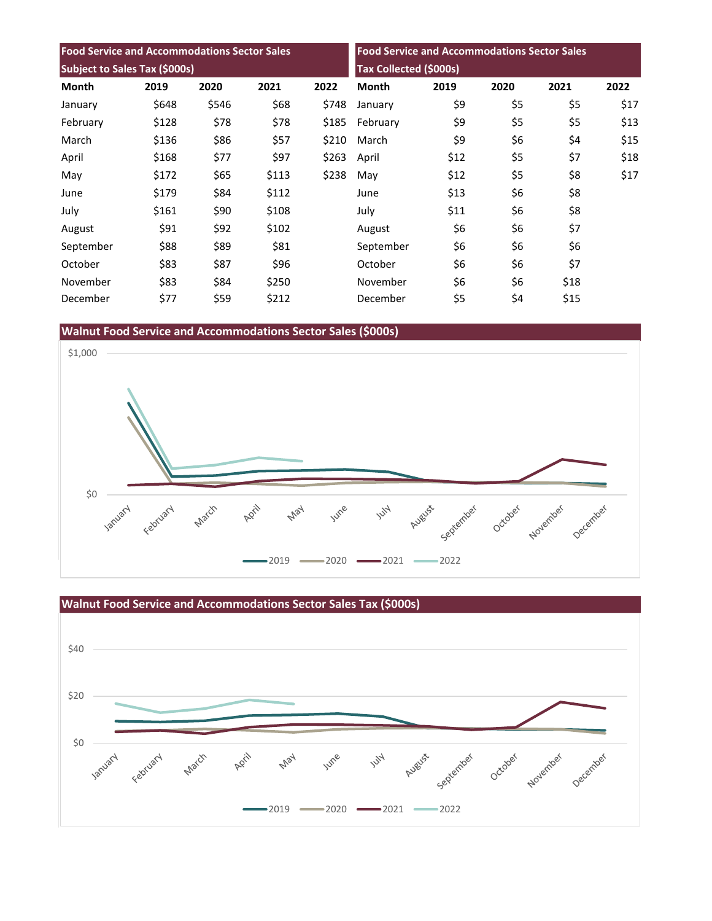| Food Service and Accommodations Sector Sales Subject to Sales Tax ($000s) | | | | |
|---|---|---|---|---|
| Month | 2019 | 2020 | 2021 | 2022 |
| January | $648 | $546 | $68 | $748 |
| February | $128 | $78 | $78 | $185 |
| March | $136 | $86 | $57 | $210 |
| April | $168 | $77 | $97 | $263 |
| May | $172 | $65 | $113 | $238 |
| June | $179 | $84 | $112 | |
| July | $161 | $90 | $108 | |
| August | $91 | $92 | $102 | |
| September | $88 | $89 | $81 | |
| October | $83 | $87 | $96 | |
| November | $83 | $84 | $250 | |
| December | $77 | $59 | $212 | |

| Food Service and Accommodations Sector Sales Tax Collected ($000s) | | | | |
|---|---|---|---|---|
| Month | 2019 | 2020 | 2021 | 2022 |
| January | $9 | $5 | $5 | $17 |
| February | $9 | $5 | $5 | $13 |
| March | $9 | $6 | $4 | $15 |
| April | $12 | $5 | $7 | $18 |
| May | $12 | $5 | $8 | $17 |
| June | $13 | $6 | $8 | |
| July | $11 | $6 | $8 | |
| August | $6 | $6 | $7 | |
| September | $6 | $6 | $6 | |
| October | $6 | $6 | $7 | |
| November | $6 | $6 | $18 | |
| December | $5 | $4 | $15 | |

**Walnut Food Service and Accommodations Sector Sales ($000s)**

$1,000
$0
January February March April May June July August September October November December
2019 2020 2021 2022

**Walnut Food Service and Accommodations Sector Sales Tax ($000s)**

$40
$20
$0
January February March April May June July August September October November December
2019 2020 2021 2022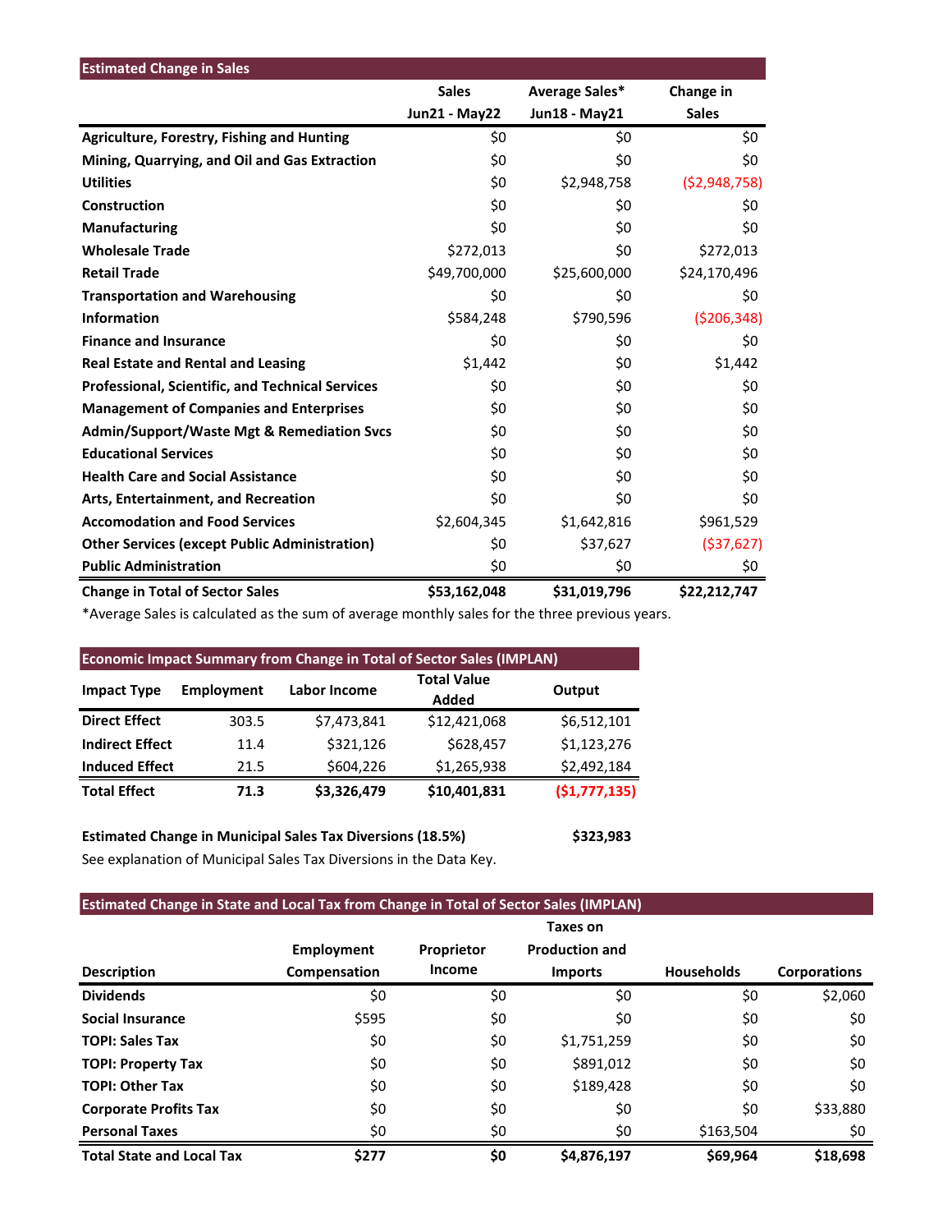| Estimated Change in Sales | Sales Jun21 - May22 | Average Sales* Jun18 - May21 | Change in Sales |
|---|---|---|---|
| **Agriculture, Forestry, Fishing and Hunting** | $0 | $0 | $0 |
| **Mining, Quarrying, and Oil and Gas Extraction** | $0 | $0 | $0 |
| **Utilities** | $0 | $2,948,758 | ($2,948,758) |
| **Construction** | $0 | $0 | $0 |
| **Manufacturing** | $0 | $0 | $0 |
| **Wholesale Trade** | $272,013 | $0 | $272,013 |
| **Retail Trade** | $49,700,000 | $25,600,000 | $24,170,496 |
| **Transportation and Warehousing** | $0 | $0 | $0 |
| **Information** | $584,248 | $790,596 | ($206,348) |
| **Finance and Insurance** | $0 | $0 | $0 |
| **Real Estate and Rental and Leasing** | $1,442 | $0 | $1,442 |
| **Professional, Scientific, and Technical Services** | $0 | $0 | $0 |
| **Management of Companies and Enterprises** | $0 | $0 | $0 |
| **Admin/Support/Waste Mgt & Remediation Svcs** | $0 | $0 | $0 |
| **Educational Services** | $0 | $0 | $0 |
| **Health Care and Social Assistance** | $0 | $0 | $0 |
| **Arts, Entertainment, and Recreation** | $0 | $0 | $0 |
| **Accomodation and Food Services** | $2,604,345 | $1,642,816 | $961,529 |
| **Other Services (except Public Administration)** | $0 | $37,627 | ($37,627) |
| **Public Administration** | $0 | $0 | $0 |
| **Change in Total of Sector Sales** | **$53,162,048** | **$31,019,796** | **$22,212,747** |

*Average Sales is calculated as the sum of average monthly sales for the three previous years.

**Economic Impact Summary from Change in Total of Sector Sales (IMPLAN)**

| Impact Type | Employment | Labor Income | Total Value Added | Output |
|---|---|---|---|---|
| **Direct Effect** | 303.5 | $7,473,841 | $12,421,068 | $6,512,101 |
| **Indirect Effect** | 11.4 | $321,126 | $628,457 | $1,123,276 |
| **Induced Effect** | 21.5 | $604,226 | $1,265,938 | $2,492,184 |
| **Total Effect** | **71.3** | **$3,326,479** | **$10,401,831** | **($1,777,135)** |

**Estimated Change in Municipal Sales Tax Diversions (18.5%)** **$323,983**

See explanation of Municipal Sales Tax Diversions in the Data Key.

**Estimated Change in State and Local Tax from Change in Total of Sector Sales (IMPLAN)**

| Description | Employment Compensation | Proprietor Income | Taxes on Production and Imports | Households | Corporations |
|---|---|---|---|---|---|
| **Dividends** | $0 | $0 | $0 | $0 | $2,060 |
| **Social Insurance** | $595 | $0 | $0 | $0 | $0 |
| **TOPI: Sales Tax** | $0 | $0 | $1,751,259 | $0 | $0 |
| **TOPI: Property Tax** | $0 | $0 | $891,012 | $0 | $0 |
| **TOPI: Other Tax** | $0 | $0 | $189,428 | $0 | $0 |
| **Corporate Profits Tax** | $0 | $0 | $0 | $0 | $33,880 |
| **Personal Taxes** | $0 | $0 | $0 | $163,504 | $0 |
| **Total State and Local Tax** | **$277** | **$0** | **$4,876,197** | **$69,964** | **$18,698** |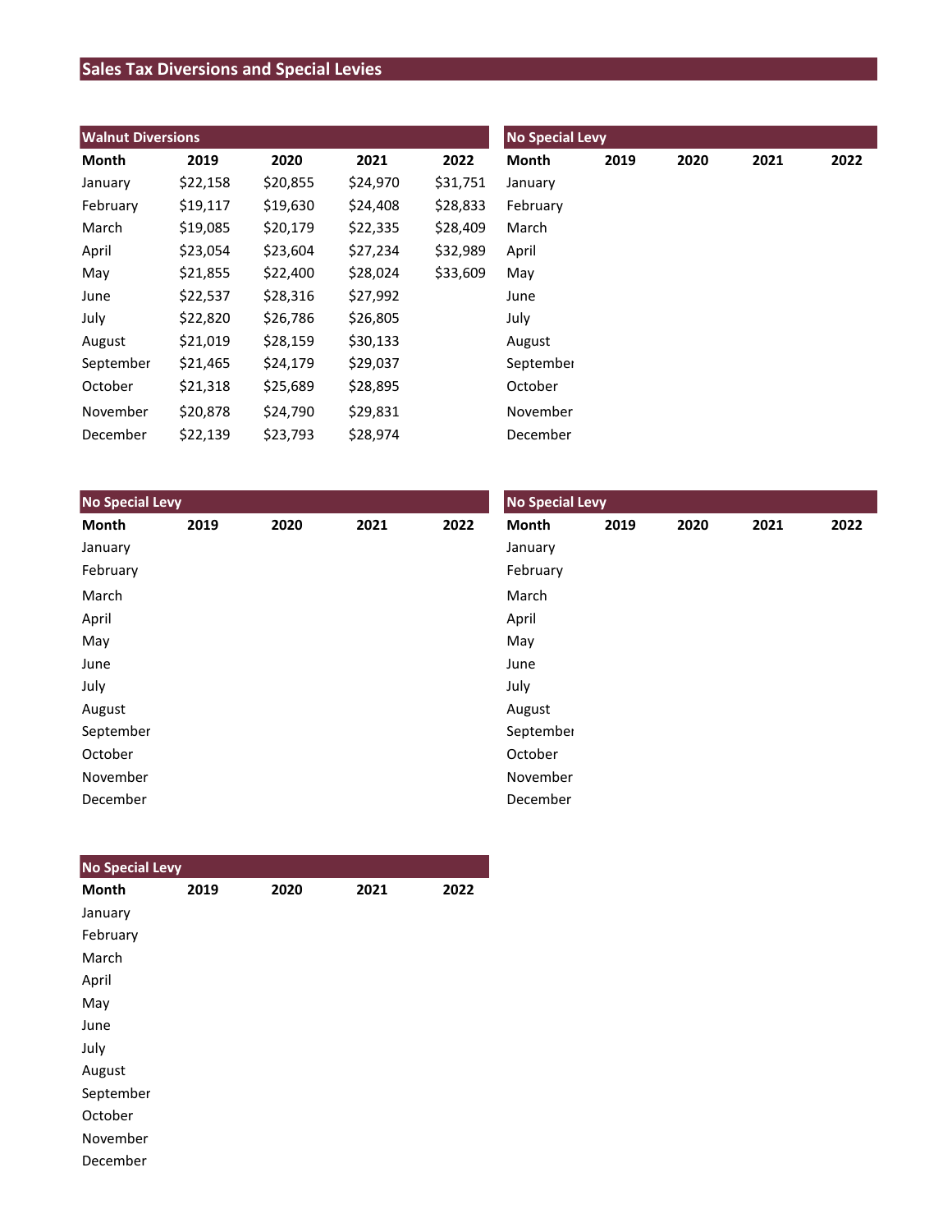# Sales Tax Diversions and Special Levies

## Walnut Diversions

| Month | 2019 | 2020 | 2021 | 2022 |
|---|---|---|---|---|
| January | $22,158 | $20,855 | $24,970 | $31,751 |
| February | $19,117 | $19,630 | $24,408 | $28,833 |
| March | $19,085 | $20,179 | $22,335 | $28,409 |
| April | $23,054 | $23,604 | $27,234 | $32,989 |
| May | $21,855 | $22,400 | $28,024 | $33,609 |
| June | $22,537 | $28,316 | $27,992 | |
| July | $22,820 | $26,786 | $26,805 | |
| August | $21,019 | $28,159 | $30,133 | |
| September | $21,465 | $24,179 | $29,037 | |
| October | $21,318 | $25,689 | $28,895 | |
| November | $20,878 | $24,790 | $29,831 | |
| December | $22,139 | $23,793 | $28,974 | |

## No Special Levy

| Month | 2019 | 2020 | 2021 | 2022 |
|---|---|---|---|---|
| January | | | | |
| February | | | | |
| March | | | | |
| April | | | | |
| May | | | | |
| June | | | | |
| July | | | | |
| August | | | | |
| September | | | | |
| October | | | | |
| November | | | | |
| December | | | | |

## No Special Levy

| Month | 2019 | 2020 | 2021 | 2022 |
|---|---|---|---|---|
| January | | | | |
| February | | | | |
| March | | | | |
| April | | | | |
| May | | | | |
| June | | | | |
| July | | | | |
| August | | | | |
| September | | | | |
| October | | | | |
| November | | | | |
| December | | | | |

## No Special Levy

| Month | 2019 | 2020 | 2021 | 2022 |
|---|---|---|---|---|
| January | | | | |
| February | | | | |
| March | | | | |
| April | | | | |
| May | | | | |
| June | | | | |
| July | | | | |
| August | | | | |
| September | | | | |
| October | | | | |
| November | | | | |
| December | | | | |

## No Special Levy

| Month | 2019 | 2020 | 2021 | 2022 |
|---|---|---|---|---|
| January | | | | |
| February | | | | |
| March | | | | |
| April | | | | |
| May | | | | |
| June | | | | |
| July | | | | |
| August | | | | |
| September | | | | |
| October | | | | |
| November | | | | |
| December | | | | |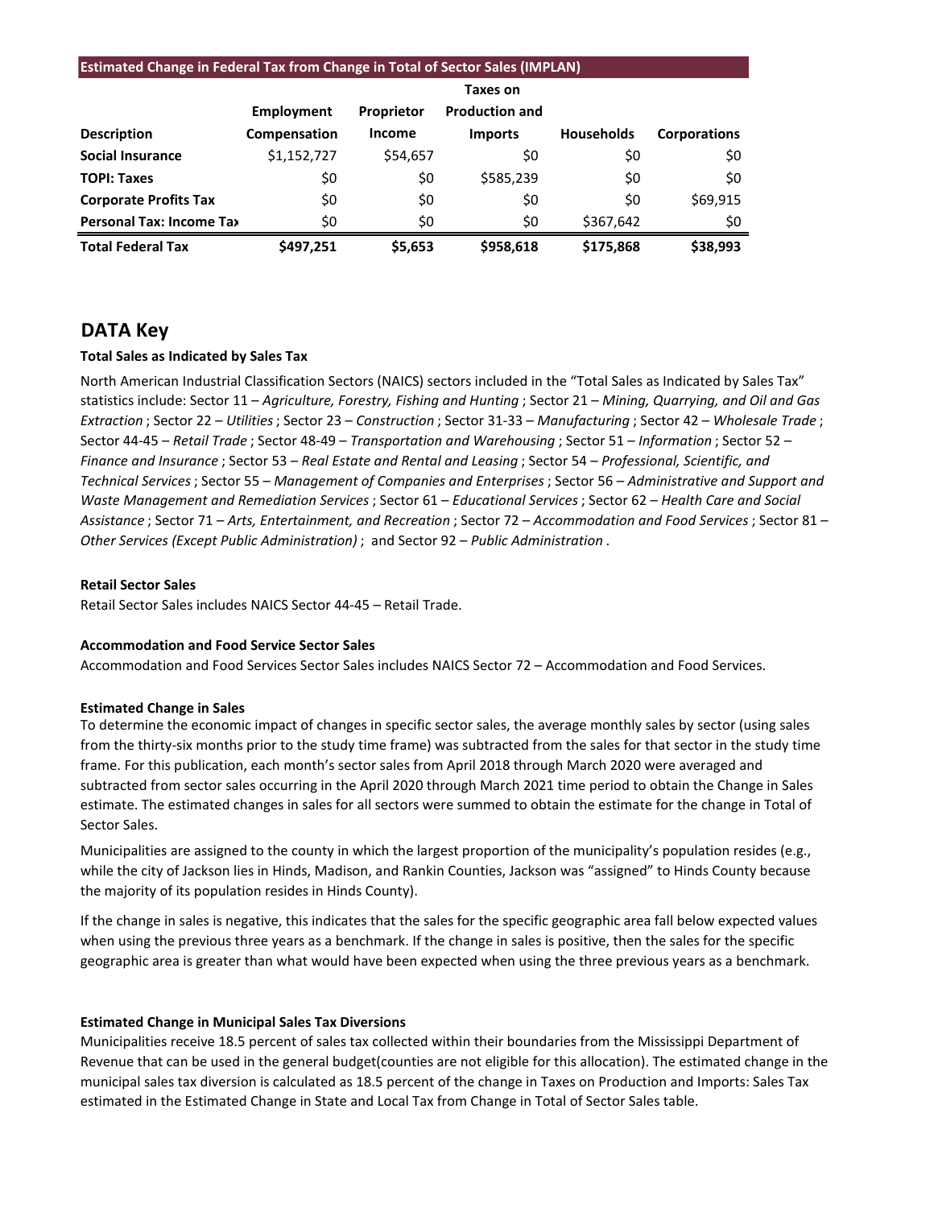**Estimated Change in Federal Tax from Change in Total of Sector Sales (IMPLAN)**

| Description | Employment Compensation | Proprietor Income | Taxes on Production and Imports | Households | Corporations |
|---|---|---|---|---|---|
| **Social Insurance** | $1,152,727 | $54,657 | $0 | $0 | $0 |
| **TOPI: Taxes** | $0 | $0 | $585,239 | $0 | $0 |
| **Corporate Profits Tax** | $0 | $0 | $0 | $0 | $69,915 |
| **Personal Tax: Income Tax** | $0 | $0 | $0 | $367,642 | $0 |
| **Total Federal Tax** | **$497,251** | **$5,653** | **$958,618** | **$175,868** | **$38,993** |

## DATA Key

**Total Sales as Indicated by Sales Tax**

North American Industrial Classification Sectors (NAICS) sectors included in the "Total Sales as Indicated by Sales Tax" statistics include: Sector 11 – *Agriculture, Forestry, Fishing and Hunting* ; Sector 21 – *Mining, Quarrying, and Oil and Gas Extraction* ; Sector 22 – *Utilities* ; Sector 23 – *Construction* ; Sector 31-33 – *Manufacturing* ; Sector 42 – *Wholesale Trade* ; Sector 44-45 – *Retail Trade* ; Sector 48-49 – *Transportation and Warehousing* ; Sector 51 – *Information* ; Sector 52 – *Finance and Insurance* ; Sector 53 – *Real Estate and Rental and Leasing* ; Sector 54 – *Professional, Scientific, and Technical Services* ; Sector 55 – *Management of Companies and Enterprises* ; Sector 56 – *Administrative and Support and Waste Management and Remediation Services* ; Sector 61 – *Educational Services* ; Sector 62 – *Health Care and Social Assistance* ; Sector 71 – *Arts, Entertainment, and Recreation* ; Sector 72 – *Accommodation and Food Services* ; Sector 81 – *Other Services (Except Public Administration)* ; and Sector 92 – *Public Administration* .

**Retail Sector Sales**

Retail Sector Sales includes NAICS Sector 44-45 – Retail Trade.

**Accommodation and Food Service Sector Sales**

Accommodation and Food Services Sector Sales includes NAICS Sector 72 – Accommodation and Food Services.

**Estimated Change in Sales**

To determine the economic impact of changes in specific sector sales, the average monthly sales by sector (using sales from the thirty-six months prior to the study time frame) was subtracted from the sales for that sector in the study time frame. For this publication, each month's sector sales from April 2018 through March 2020 were averaged and subtracted from sector sales occurring in the April 2020 through March 2021 time period to obtain the Change in Sales estimate. The estimated changes in sales for all sectors were summed to obtain the estimate for the change in Total of Sector Sales.

Municipalities are assigned to the county in which the largest proportion of the municipality's population resides (e.g., while the city of Jackson lies in Hinds, Madison, and Rankin Counties, Jackson was "assigned" to Hinds County because the majority of its population resides in Hinds County).

If the change in sales is negative, this indicates that the sales for the specific geographic area fall below expected values when using the previous three years as a benchmark. If the change in sales is positive, then the sales for the specific geographic area is greater than what would have been expected when using the three previous years as a benchmark.

**Estimated Change in Municipal Sales Tax Diversions**

Municipalities receive 18.5 percent of sales tax collected within their boundaries from the Mississippi Department of Revenue that can be used in the general budget(counties are not eligible for this allocation). The estimated change in the municipal sales tax diversion is calculated as 18.5 percent of the change in Taxes on Production and Imports: Sales Tax estimated in the Estimated Change in State and Local Tax from Change in Total of Sector Sales table.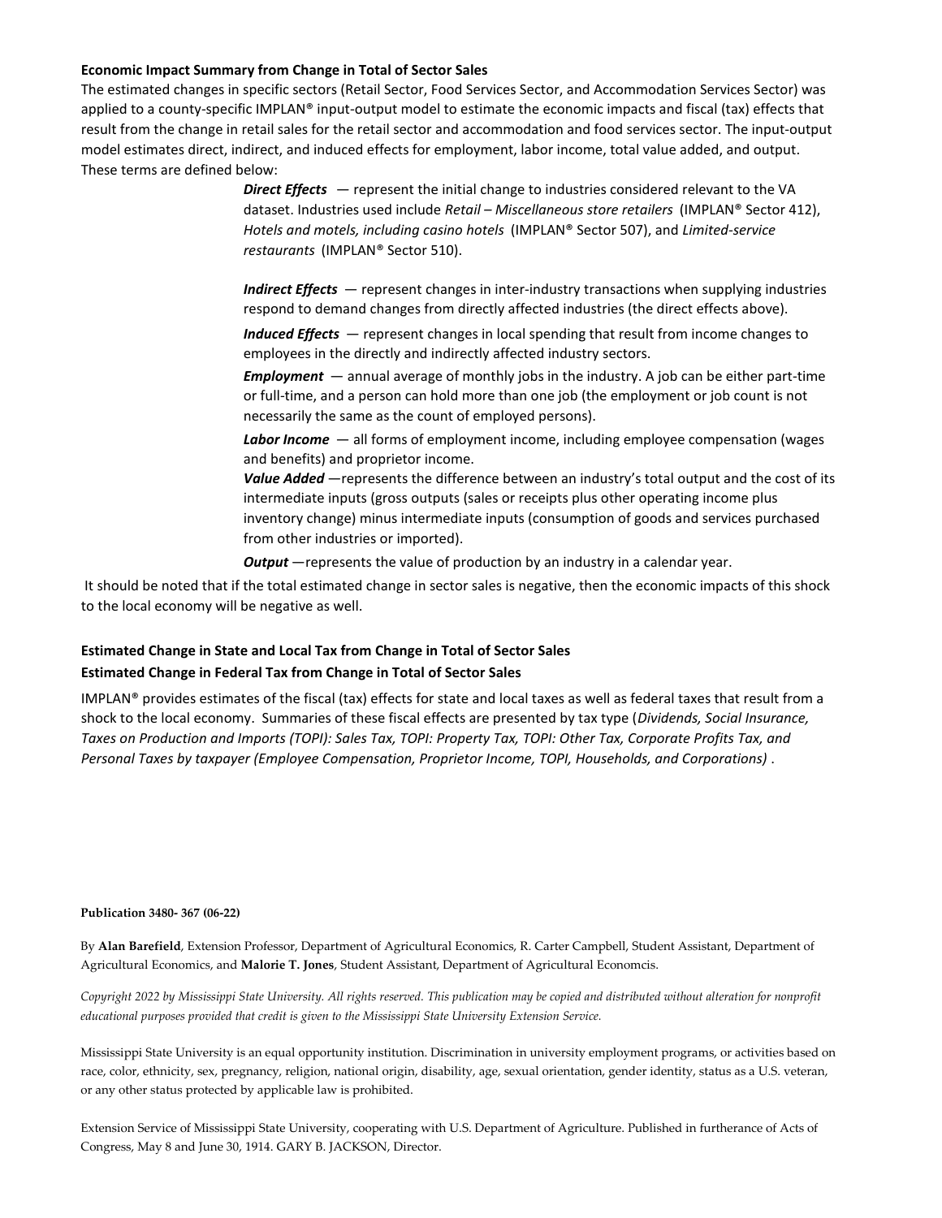**Economic Impact Summary from Change in Total of Sector Sales**

The estimated changes in specific sectors (Retail Sector, Food Services Sector, and Accommodation Services Sector) was applied to a county-specific IMPLAN® input-output model to estimate the economic impacts and fiscal (tax) effects that result from the change in retail sales for the retail sector and accommodation and food services sector. The input-output model estimates direct, indirect, and induced effects for employment, labor income, total value added, and output. These terms are defined below:

***Direct Effects*** — represent the initial change to industries considered relevant to the VA dataset. Industries used include *Retail – Miscellaneous store retailers* (IMPLAN® Sector 412), *Hotels and motels, including casino hotels* (IMPLAN® Sector 507), and *Limited-service restaurants* (IMPLAN® Sector 510).

***Indirect Effects*** — represent changes in inter-industry transactions when supplying industries respond to demand changes from directly affected industries (the direct effects above).

***Induced Effects*** — represent changes in local spending that result from income changes to employees in the directly and indirectly affected industry sectors.

***Employment*** — annual average of monthly jobs in the industry. A job can be either part-time or full-time, and a person can hold more than one job (the employment or job count is not necessarily the same as the count of employed persons).

***Labor Income*** — all forms of employment income, including employee compensation (wages and benefits) and proprietor income.

***Value Added*** —represents the difference between an industry's total output and the cost of its intermediate inputs (gross outputs (sales or receipts plus other operating income plus inventory change) minus intermediate inputs (consumption of goods and services purchased from other industries or imported).

***Output*** —represents the value of production by an industry in a calendar year.

It should be noted that if the total estimated change in sector sales is negative, then the economic impacts of this shock to the local economy will be negative as well.

**Estimated Change in State and Local Tax from Change in Total of Sector Sales**

**Estimated Change in Federal Tax from Change in Total of Sector Sales**

IMPLAN® provides estimates of the fiscal (tax) effects for state and local taxes as well as federal taxes that result from a shock to the local economy. Summaries of these fiscal effects are presented by tax type (*Dividends, Social Insurance, Taxes on Production and Imports (TOPI): Sales Tax, TOPI: Property Tax, TOPI: Other Tax, Corporate Profits Tax, and Personal Taxes by taxpayer (Employee Compensation, Proprietor Income, TOPI, Households, and Corporations)* .

**Publication 3480- 367 (06-22)**

By **Alan Barefield**, Extension Professor, Department of Agricultural Economics, R. Carter Campbell, Student Assistant, Department of Agricultural Economics, and **Malorie T. Jones**, Student Assistant, Department of Agricultural Economcis.

*Copyright 2022 by Mississippi State University. All rights reserved. This publication may be copied and distributed without alteration for nonprofit educational purposes provided that credit is given to the Mississippi State University Extension Service.*

Mississippi State University is an equal opportunity institution. Discrimination in university employment programs, or activities based on race, color, ethnicity, sex, pregnancy, religion, national origin, disability, age, sexual orientation, gender identity, status as a U.S. veteran, or any other status protected by applicable law is prohibited.

Extension Service of Mississippi State University, cooperating with U.S. Department of Agriculture. Published in furtherance of Acts of Congress, May 8 and June 30, 1914. GARY B. JACKSON, Director.